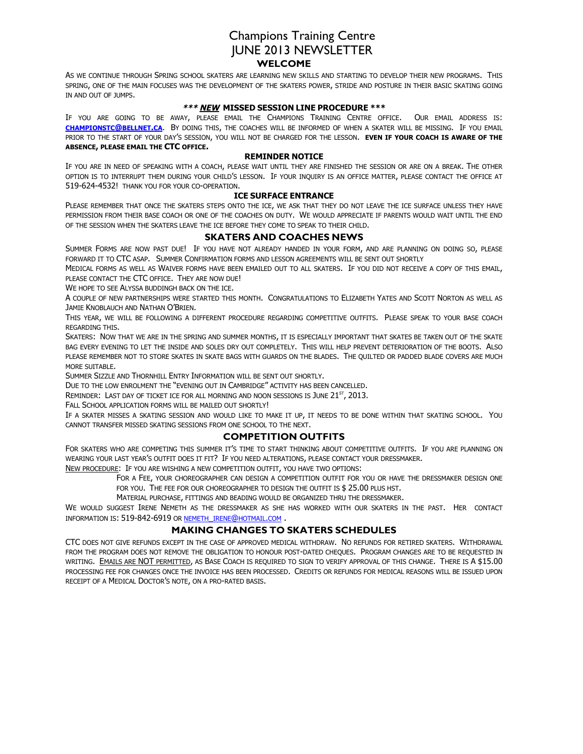# Champions Training Centre
# JUNE 2013 NEWSLETTER

## WELCOME

As we continue through Spring school skaters are learning new skills and starting to develop their new programs. This spring, one of the main focuses was the development of the skaters power, stride and posture in their basic skating going in and out of jumps.

### *** *NEW* MISSED SESSION LINE PROCEDURE ***

If you are going to be away, please email the Champions Training Centre office. Our email address is: **championstc@bellnet.ca**. By doing this, the coaches will be informed of when a skater will be missing. If you email prior to the start of your day's session, you will not be charged for the lesson. **Even if your coach is aware of the absence, please email the CTC office.**

### REMINDER NOTICE

If you are in need of speaking with a coach, please wait until they are finished the session or are on a break. The other option is to interrupt them during your child's lesson. If your inquiry is an office matter, please contact the office at 519-624-4532! Thank you for your co-operation.

### ICE SURFACE ENTRANCE

Please remember that once the skaters steps onto the ice, we ask that they do not leave the ice surface unless they have permission from their base coach or one of the coaches on duty. We would appreciate if parents would wait until the end of the session when the skaters leave the ice before they come to speak to their child.

## SKATERS AND COACHES NEWS

Summer Forms are now past due! If you have not already handed in your form, and are planning on doing so, please forward it to CTC asap. Summer Confirmation forms and lesson agreements will be sent out shortly

Medical forms as well as Waiver forms have been emailed out to all skaters. If you did not receive a copy of this email, please contact the CTC office. They are now due!

We hope to see Alyssa Buddingh back on the ice.

A couple of new partnerships were started this month. Congratulations to Elizabeth Yates and Scott Norton as well as Jamie Knoblauch and Nathan O'Brien.

This year, we will be following a different procedure regarding competitive outfits. Please speak to your base coach regarding this.

Skaters: Now that we are in the spring and summer months, it is especially important that skates be taken out of the skate bag every evening to let the inside and soles dry out completely. This will help prevent deterioration of the boots. Also please remember not to store skates in skate bags with guards on the blades. The quilted or padded blade covers are much more suitable.

Summer Sizzle and Thornhill Entry Information will be sent out shortly.

Due to the low enrolment the "Evening out in Cambridge" activity has been cancelled.

Reminder: Last day of ticket ice for all morning and noon sessions is June 21st, 2013.

Fall School application forms will be mailed out shortly!

If a skater misses a skating session and would like to make it up, it needs to be done within that skating school. You cannot transfer missed skating sessions from one school to the next.

## COMPETITION OUTFITS

For skaters who are competing this summer it's time to start thinking about competitive outfits. If you are planning on wearing your last year's outfit does it fit? If you need alterations, please contact your dressmaker.

New procedure: If you are wishing a new competition outfit, you have two options:

For a Fee, your choreographer can design a competition outfit for you or have the dressmaker design one for you. The fee for our choreographer to design the outfit is $ 25.00 plus HST.

Material purchase, fittings and beading would be organized thru the dressmaker.

We would suggest Irene Nemeth as the dressmaker as she has worked with our skaters in the past. Her contact information is: 519-842-6919 or nemeth_irene@hotmail.com .

## MAKING CHANGES TO SKATERS SCHEDULES

CTC does not give refunds except in the case of approved medical withdraw. No refunds for retired skaters. Withdrawal from the program does not remove the obligation to honour post-dated cheques. Program changes are to be requested in writing. Emails are NOT permitted, as Base Coach is required to sign to verify approval of this change. There is A $15.00 processing fee for changes once the invoice has been processed. Credits or refunds for medical reasons will be issued upon receipt of a Medical Doctor's note, on a pro-rated basis.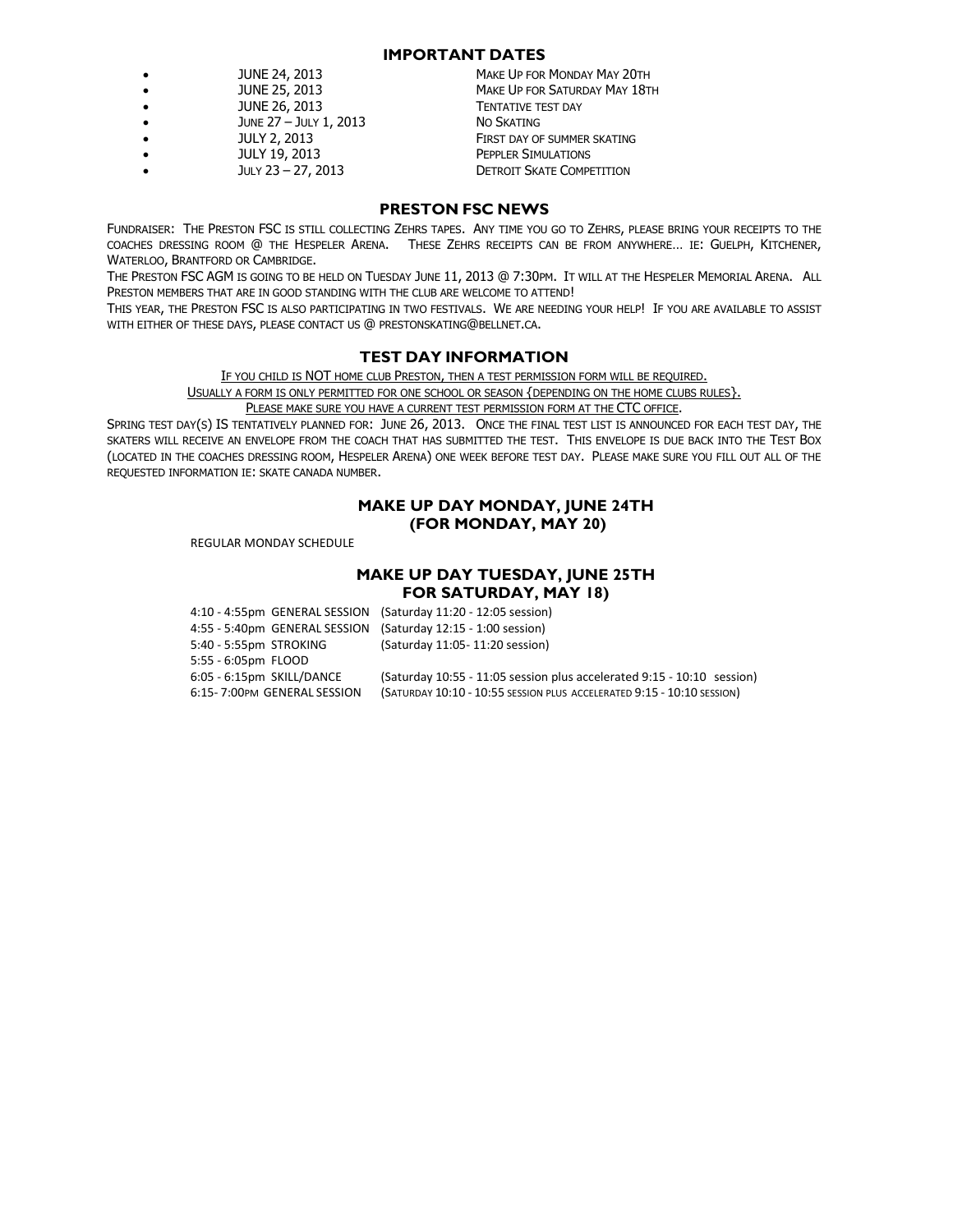## IMPORTANT DATES

- JUNE 24, 2013 — MAKE UP FOR MONDAY MAY 20TH
- JUNE 25, 2013 — MAKE UP FOR SATURDAY MAY 18TH
- JUNE 26, 2013 — TENTATIVE TEST DAY
- JUNE 27 – JULY 1, 2013 — NO SKATING
- JULY 2, 2013 — FIRST DAY OF SUMMER SKATING
- JULY 19, 2013 — PEPPLER SIMULATIONS
- JULY 23 – 27, 2013 — DETROIT SKATE COMPETITION

## PRESTON FSC NEWS

FUNDRAISER: THE PRESTON FSC IS STILL COLLECTING ZEHRS TAPES. ANY TIME YOU GO TO ZEHRS, PLEASE BRING YOUR RECEIPTS TO THE COACHES DRESSING ROOM @ THE HESPELER ARENA. THESE ZEHRS RECEIPTS CAN BE FROM ANYWHERE… IE: GUELPH, KITCHENER, WATERLOO, BRANTFORD OR CAMBRIDGE.

THE PRESTON FSC AGM IS GOING TO BE HELD ON TUESDAY JUNE 11, 2013 @ 7:30PM. IT WILL AT THE HESPELER MEMORIAL ARENA. ALL PRESTON MEMBERS THAT ARE IN GOOD STANDING WITH THE CLUB ARE WELCOME TO ATTEND!

THIS YEAR, THE PRESTON FSC IS ALSO PARTICIPATING IN TWO FESTIVALS. WE ARE NEEDING YOUR HELP! IF YOU ARE AVAILABLE TO ASSIST WITH EITHER OF THESE DAYS, PLEASE CONTACT US @ PRESTONSKATING@BELLNET.CA.

## TEST DAY INFORMATION

IF YOU CHILD IS NOT HOME CLUB PRESTON, THEN A TEST PERMISSION FORM WILL BE REQUIRED.

USUALLY A FORM IS ONLY PERMITTED FOR ONE SCHOOL OR SEASON {DEPENDING ON THE HOME CLUBS RULES}.

PLEASE MAKE SURE YOU HAVE A CURRENT TEST PERMISSION FORM AT THE CTC OFFICE.

SPRING TEST DAY(S) IS TENTATIVELY PLANNED FOR: JUNE 26, 2013. ONCE THE FINAL TEST LIST IS ANNOUNCED FOR EACH TEST DAY, THE SKATERS WILL RECEIVE AN ENVELOPE FROM THE COACH THAT HAS SUBMITTED THE TEST. THIS ENVELOPE IS DUE BACK INTO THE TEST BOX (LOCATED IN THE COACHES DRESSING ROOM, HESPELER ARENA) ONE WEEK BEFORE TEST DAY. PLEASE MAKE SURE YOU FILL OUT ALL OF THE REQUESTED INFORMATION IE: SKATE CANADA NUMBER.

## MAKE UP DAY MONDAY, JUNE 24TH (FOR MONDAY, MAY 20)

REGULAR MONDAY SCHEDULE

## MAKE UP DAY TUESDAY, JUNE 25TH FOR SATURDAY, MAY 18)

| | |
|---|---|
| 4:10 - 4:55pm GENERAL SESSION | (Saturday 11:20 - 12:05 session) |
| 4:55 - 5:40pm GENERAL SESSION | (Saturday 12:15 - 1:00 session) |
| 5:40 - 5:55pm STROKING | (Saturday 11:05- 11:20 session) |
| 5:55 - 6:05pm FLOOD | |
| 6:05 - 6:15pm SKILL/DANCE | (Saturday 10:55 - 11:05 session plus accelerated 9:15 - 10:10 session) |
| 6:15- 7:00PM GENERAL SESSION | (SATURDAY 10:10 - 10:55 SESSION PLUS ACCELERATED 9:15 - 10:10 SESSION) |